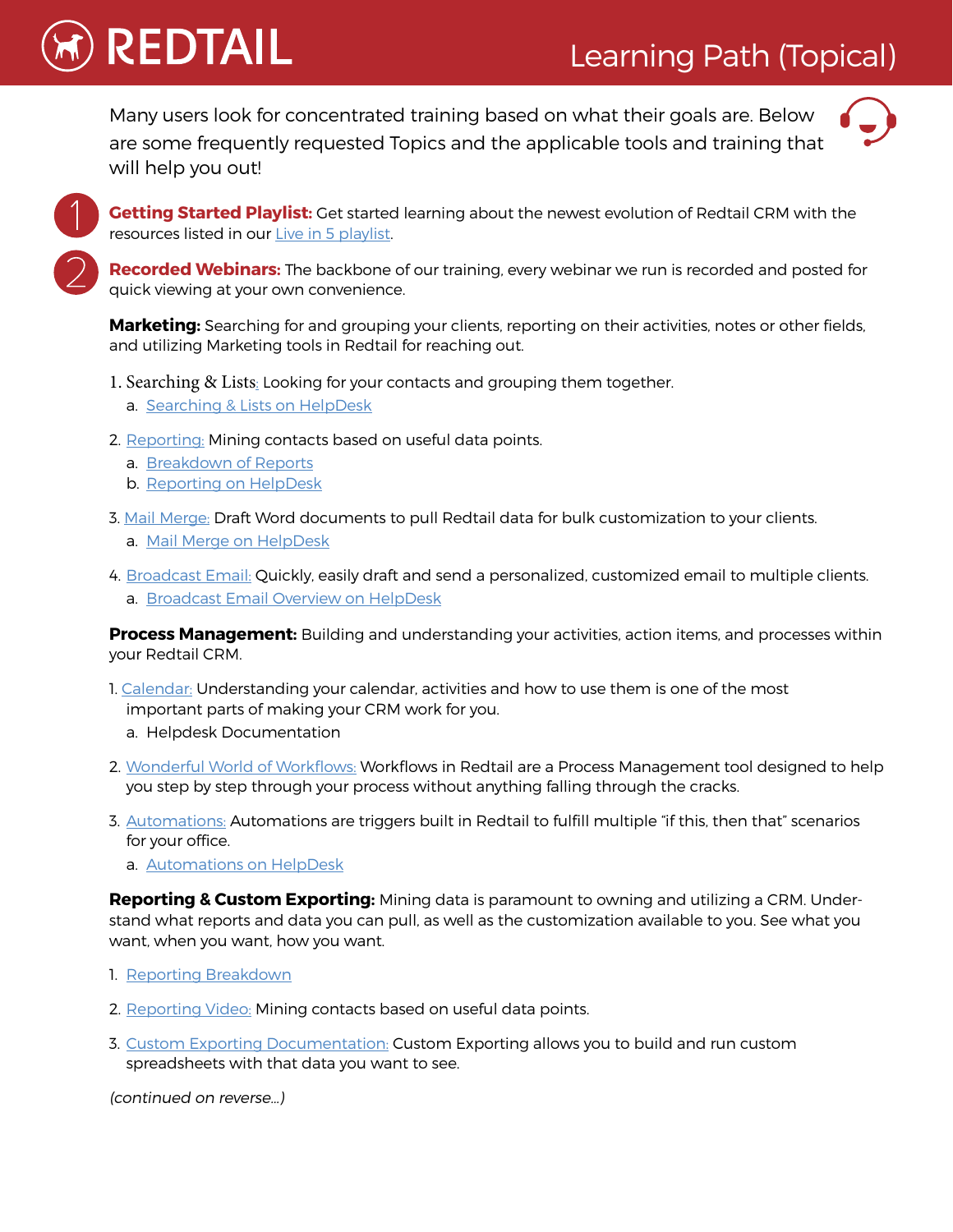# REDTAIL

## Learning Path (Topical)

Many users look for concentrated training based on what their goals are. Below are some frequently requested Topics and the applicable tools and training that will help you out!

1. **Getting Started Playlist:** Get started learning about the newest evolution of Redtail CRM with the resources listed in our Live in 5 playlist.

2. **Recorded Webinars:** The backbone of our training, every webinar we run is recorded and posted for quick viewing at your own convenience.

**Marketing:** Searching for and grouping your clients, reporting on their activities, notes or other fields, and utilizing Marketing tools in Redtail for reaching out.

1. Searching & Lists: Looking for your contacts and grouping them together.
   a. Searching & Lists on HelpDesk
2. Reporting: Mining contacts based on useful data points.
   a. Breakdown of Reports
   b. Reporting on HelpDesk
3. Mail Merge: Draft Word documents to pull Redtail data for bulk customization to your clients.
   a. Mail Merge on HelpDesk
4. Broadcast Email: Quickly, easily draft and send a personalized, customized email to multiple clients.
   a. Broadcast Email Overview on HelpDesk

**Process Management:** Building and understanding your activities, action items, and processes within your Redtail CRM.

1. Calendar: Understanding your calendar, activities and how to use them is one of the most important parts of making your CRM work for you.
   a. Helpdesk Documentation
2. Wonderful World of Workflows: Workflows in Redtail are a Process Management tool designed to help you step by step through your process without anything falling through the cracks.
3. Automations: Automations are triggers built in Redtail to fulfill multiple "if this, then that" scenarios for your office.
   a. Automations on HelpDesk

**Reporting & Custom Exporting:** Mining data is paramount to owning and utilizing a CRM. Understand what reports and data you can pull, as well as the customization available to you. See what you want, when you want, how you want.

1. Reporting Breakdown
2. Reporting Video: Mining contacts based on useful data points.
3. Custom Exporting Documentation: Custom Exporting allows you to build and run custom spreadsheets with that data you want to see.

*(continued on reverse...)*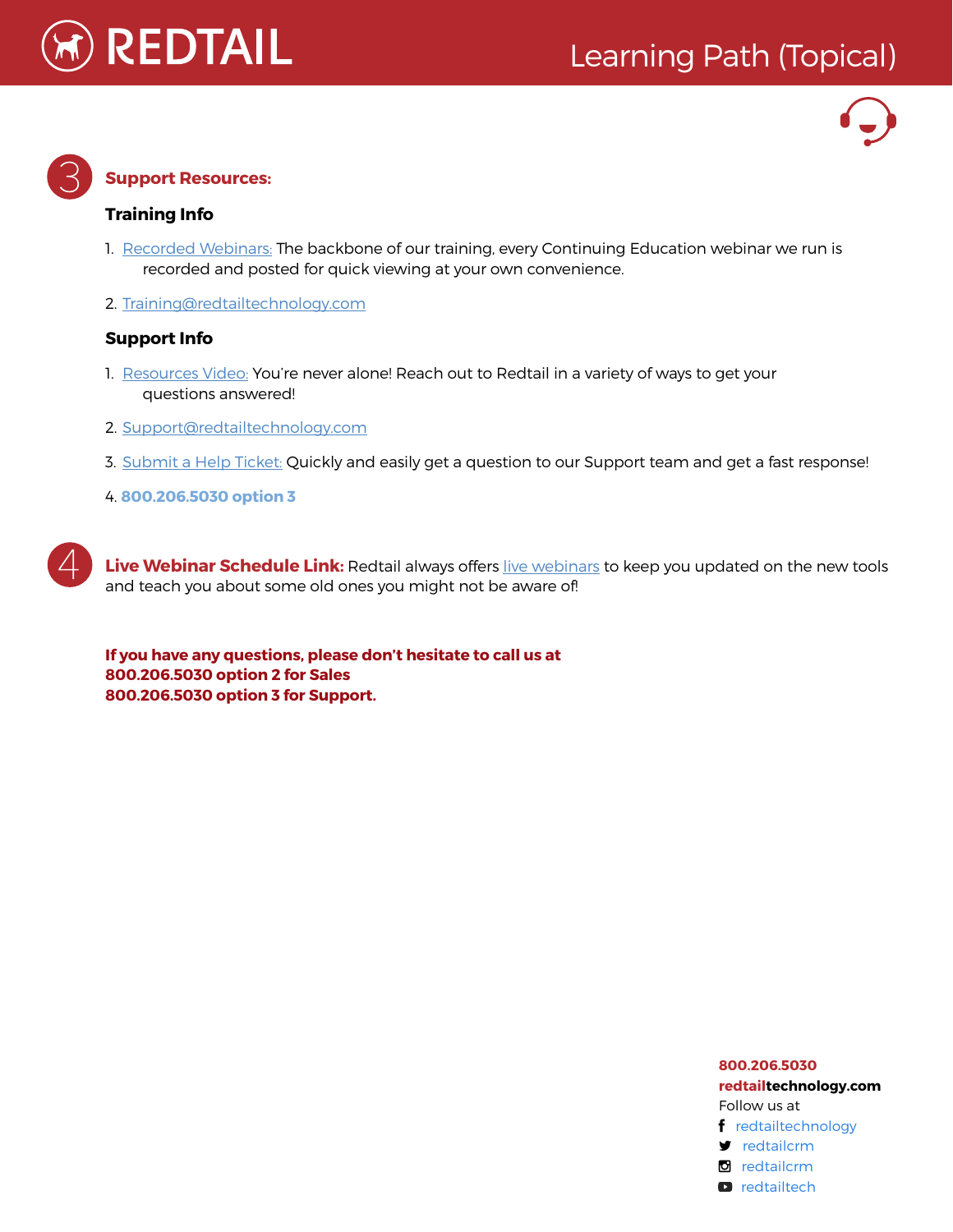## 3 Support Resources:

### Training Info

1. Recorded Webinars: The backbone of our training, every Continuing Education webinar we run is recorded and posted for quick viewing at your own convenience.
2. Training@redtailtechnology.com

### Support Info

1. Resources Video: You're never alone! Reach out to Redtail in a variety of ways to get your questions answered!
2. Support@redtailtechnology.com
3. Submit a Help Ticket: Quickly and easily get a question to our Support team and get a fast response!
4. **800.206.5030 option 3**

## 4 Live Webinar Schedule Link:

Redtail always offers live webinars to keep you updated on the new tools and teach you about some old ones you might not be aware of!

**If you have any questions, please don't hesitate to call us at**
**800.206.5030 option 2 for Sales**
**800.206.5030 option 3 for Support.**

**800.206.5030**
**redtailtechnology.com**
Follow us at
f redtailtechnology
redtailcrm
redtailcrm
redtailtech